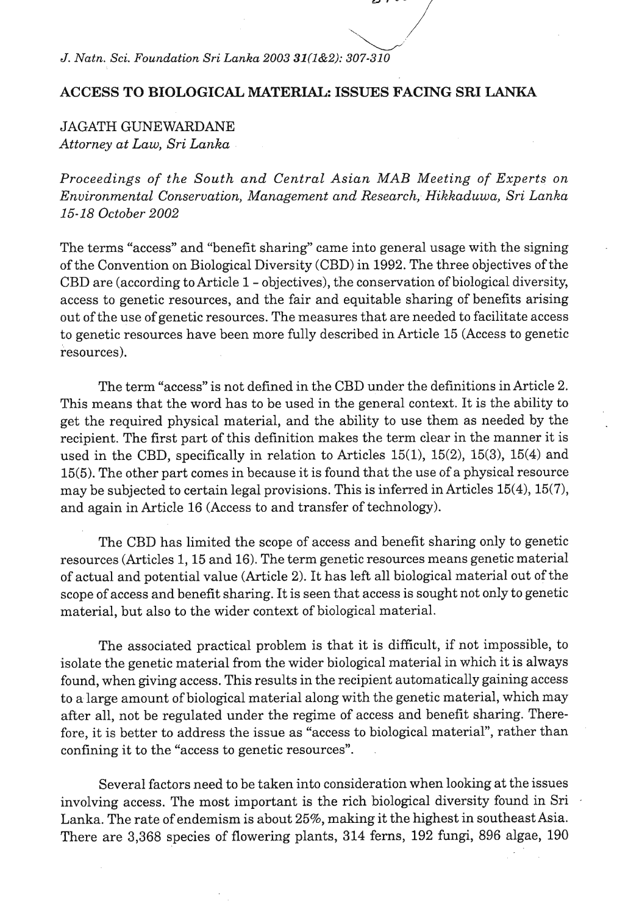# ACCESS TO BIOLOGICAL MATERIAL: ISSUES FACING SRI LANKA

JAGATH GUNEWARDANE
*Attorney at Law, Sri Lanka*

*Proceedings of the South and Central Asian MAB Meeting of Experts on Environmental Conservation, Management and Research, Hikkaduwa, Sri Lanka 15-18 October 2002*

The terms "access" and "benefit sharing" came into general usage with the signing of the Convention on Biological Diversity (CBD) in 1992. The three objectives of the CBD are (according to Article 1 - objectives), the conservation of biological diversity, access to genetic resources, and the fair and equitable sharing of benefits arising out of the use of genetic resources. The measures that are needed to facilitate access to genetic resources have been more fully described in Article 15 (Access to genetic resources).

The term "access" is not defined in the CBD under the definitions in Article 2. This means that the word has to be used in the general context. It is the ability to get the required physical material, and the ability to use them as needed by the recipient. The first part of this definition makes the term clear in the manner it is used in the CBD, specifically in relation to Articles 15(1), 15(2), 15(3), 15(4) and 15(5). The other part comes in because it is found that the use of a physical resource may be subjected to certain legal provisions. This is inferred in Articles 15(4), 15(7), and again in Article 16 (Access to and transfer of technology).

The CBD has limited the scope of access and benefit sharing only to genetic resources (Articles 1, 15 and 16). The term genetic resources means genetic material of actual and potential value (Article 2). It has left all biological material out of the scope of access and benefit sharing. It is seen that access is sought not only to genetic material, but also to the wider context of biological material.

The associated practical problem is that it is difficult, if not impossible, to isolate the genetic material from the wider biological material in which it is always found, when giving access. This results in the recipient automatically gaining access to a large amount of biological material along with the genetic material, which may after all, not be regulated under the regime of access and benefit sharing. Therefore, it is better to address the issue as "access to biological material", rather than confining it to the "access to genetic resources".

Several factors need to be taken into consideration when looking at the issues involving access. The most important is the rich biological diversity found in Sri Lanka. The rate of endemism is about 25%, making it the highest in southeast Asia. There are 3,368 species of flowering plants, 314 ferns, 192 fungi, 896 algae, 190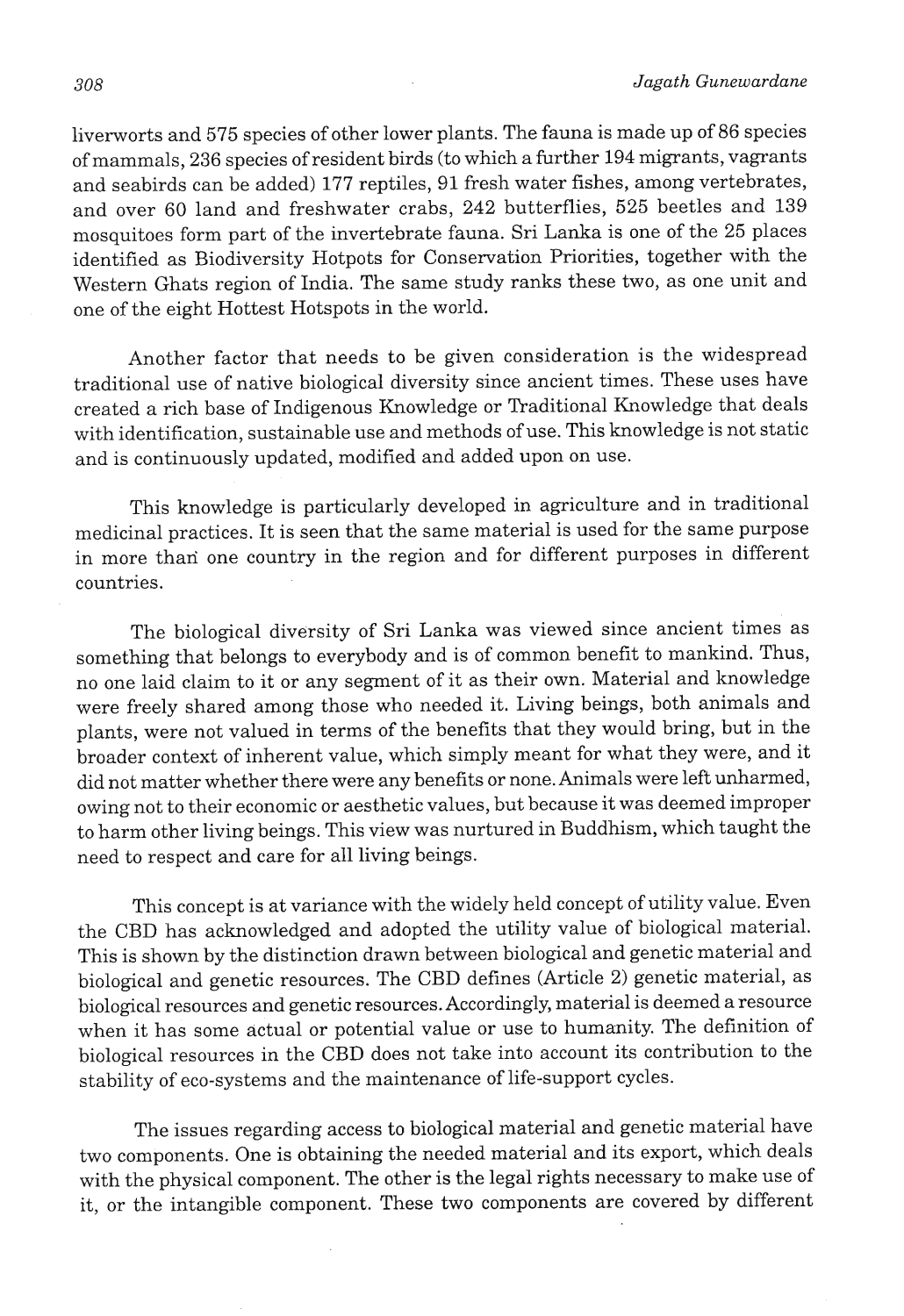liverworts and 575 species of other lower plants. The fauna is made up of 86 species of mammals, 236 species of resident birds (to which a further 194 migrants, vagrants and seabirds can be added) 177 reptiles, 91 fresh water fishes, among vertebrates, and over 60 land and freshwater crabs, 242 butterflies, 525 beetles and 139 mosquitoes form part of the invertebrate fauna. Sri Lanka is one of the 25 places identified as Biodiversity Hotpots for Conservation Priorities, together with the Western Ghats region of India. The same study ranks these two, as one unit and one of the eight Hottest Hotspots in the world.

Another factor that needs to be given consideration is the widespread traditional use of native biological diversity since ancient times. These uses have created a rich base of Indigenous Knowledge or Traditional Knowledge that deals with identification, sustainable use and methods of use. This knowledge is not static and is continuously updated, modified and added upon on use.

This knowledge is particularly developed in agriculture and in traditional medicinal practices. It is seen that the same material is used for the same purpose in more thań one country in the region and for different purposes in different countries.

The biological diversity of Sri Lanka was viewed since ancient times as something that belongs to everybody and is of common benefit to mankind. Thus, no one laid claim to it or any segment of it as their own. Material and knowledge were freely shared among those who needed it. Living beings, both animals and plants, were not valued in terms of the benefits that they would bring, but in the broader context of inherent value, which simply meant for what they were, and it did not matter whether there were any benefits or none. Animals were left unharmed, owing not to their economic or aesthetic values, but because it was deemed improper to harm other living beings. This view was nurtured in Buddhism, which taught the need to respect and care for all living beings.

This concept is at variance with the widely held concept of utility value. Even the CBD has acknowledged and adopted the utility value of biological material. This is shown by the distinction drawn between biological and genetic material and biological and genetic resources. The CBD defines (Article 2) genetic material, as biological resources and genetic resources. Accordingly, material is deemed a resource when it has some actual or potential value or use to humanity. The definition of biological resources in the CBD does not take into account its contribution to the stability of eco-systems and the maintenance of life-support cycles.

The issues regarding access to biological material and genetic material have two components. One is obtaining the needed material and its export, which deals with the physical component. The other is the legal rights necessary to make use of it, or the intangible component. These two components are covered by different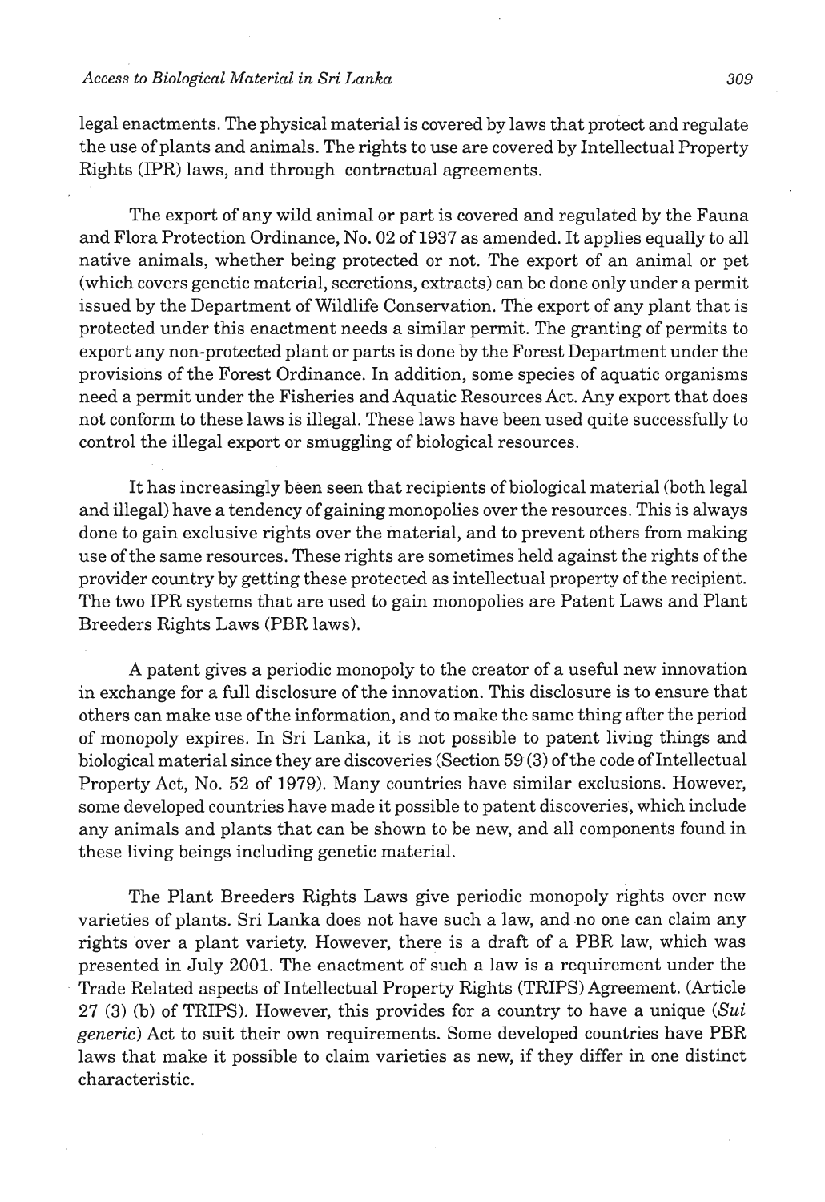legal enactments. The physical material is covered by laws that protect and regulate the use of plants and animals. The rights to use are covered by Intellectual Property Rights (IPR) laws, and through contractual agreements.

The export of any wild animal or part is covered and regulated by the Fauna and Flora Protection Ordinance, No. 02 of 1937 as amended. It applies equally to all native animals, whether being protected or not. The export of an animal or pet (which covers genetic material, secretions, extracts) can be done only under a permit issued by the Department of Wildlife Conservation. The export of any plant that is protected under this enactment needs a similar permit. The granting of permits to export any non-protected plant or parts is done by the Forest Department under the provisions of the Forest Ordinance. In addition, some species of aquatic organisms need a permit under the Fisheries and Aquatic Resources Act. Any export that does not conform to these laws is illegal. These laws have been used quite successfully to control the illegal export or smuggling of biological resources.

It has increasingly been seen that recipients of biological material (both legal and illegal) have a tendency of gaining monopolies over the resources. This is always done to gain exclusive rights over the material, and to prevent others from making use of the same resources. These rights are sometimes held against the rights of the provider country by getting these protected as intellectual property of the recipient. The two IPR systems that are used to gain monopolies are Patent Laws and Plant Breeders Rights Laws (PBR laws).

A patent gives a periodic monopoly to the creator of a useful new innovation in exchange for a full disclosure of the innovation. This disclosure is to ensure that others can make use of the information, and to make the same thing after the period of monopoly expires. In Sri Lanka, it is not possible to patent living things and biological material since they are discoveries (Section 59 (3) of the code of Intellectual Property Act, No. 52 of 1979). Many countries have similar exclusions. However, some developed countries have made it possible to patent discoveries, which include any animals and plants that can be shown to be new, and all components found in these living beings including genetic material.

The Plant Breeders Rights Laws give periodic monopoly rights over new varieties of plants. Sri Lanka does not have such a law, and no one can claim any rights over a plant variety. However, there is a draft of a PBR law, which was presented in July 2001. The enactment of such a law is a requirement under the Trade Related aspects of Intellectual Property Rights (TRIPS) Agreement. (Article 27 (3) (b) of TRIPS). However, this provides for a country to have a unique (*Sui generic*) Act to suit their own requirements. Some developed countries have PBR laws that make it possible to claim varieties as new, if they differ in one distinct characteristic.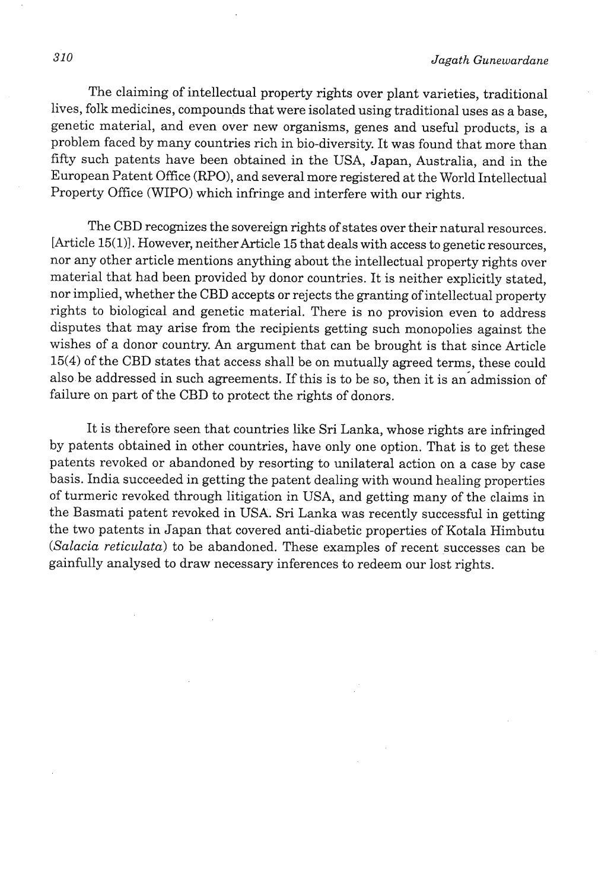The claiming of intellectual property rights over plant varieties, traditional lives, folk medicines, compounds that were isolated using traditional uses as a base, genetic material, and even over new organisms, genes and useful products, is a problem faced by many countries rich in bio-diversity. It was found that more than fifty such patents have been obtained in the USA, Japan, Australia, and in the European Patent Office (RPO), and several more registered at the World Intellectual Property Office (WIPO) which infringe and interfere with our rights.

The CBD recognizes the sovereign rights of states over their natural resources. [Article 15(1)]. However, neither Article 15 that deals with access to genetic resources, nor any other article mentions anything about the intellectual property rights over material that had been provided by donor countries. It is neither explicitly stated, nor implied, whether the CBD accepts or rejects the granting of intellectual property rights to biological and genetic material. There is no provision even to address disputes that may arise from the recipients getting such monopolies against the wishes of a donor country. An argument that can be brought is that since Article 15(4) of the CBD states that access shall be on mutually agreed terms, these could also be addressed in such agreements. If this is to be so, then it is an admission of failure on part of the CBD to protect the rights of donors.

It is therefore seen that countries like Sri Lanka, whose rights are infringed by patents obtained in other countries, have only one option. That is to get these patents revoked or abandoned by resorting to unilateral action on a case by case basis. India succeeded in getting the patent dealing with wound healing properties of turmeric revoked through litigation in USA, and getting many of the claims in the Basmati patent revoked in USA. Sri Lanka was recently successful in getting the two patents in Japan that covered anti-diabetic properties of Kotala Himbutu (*Salacia reticulata*) to be abandoned. These examples of recent successes can be gainfully analysed to draw necessary inferences to redeem our lost rights.